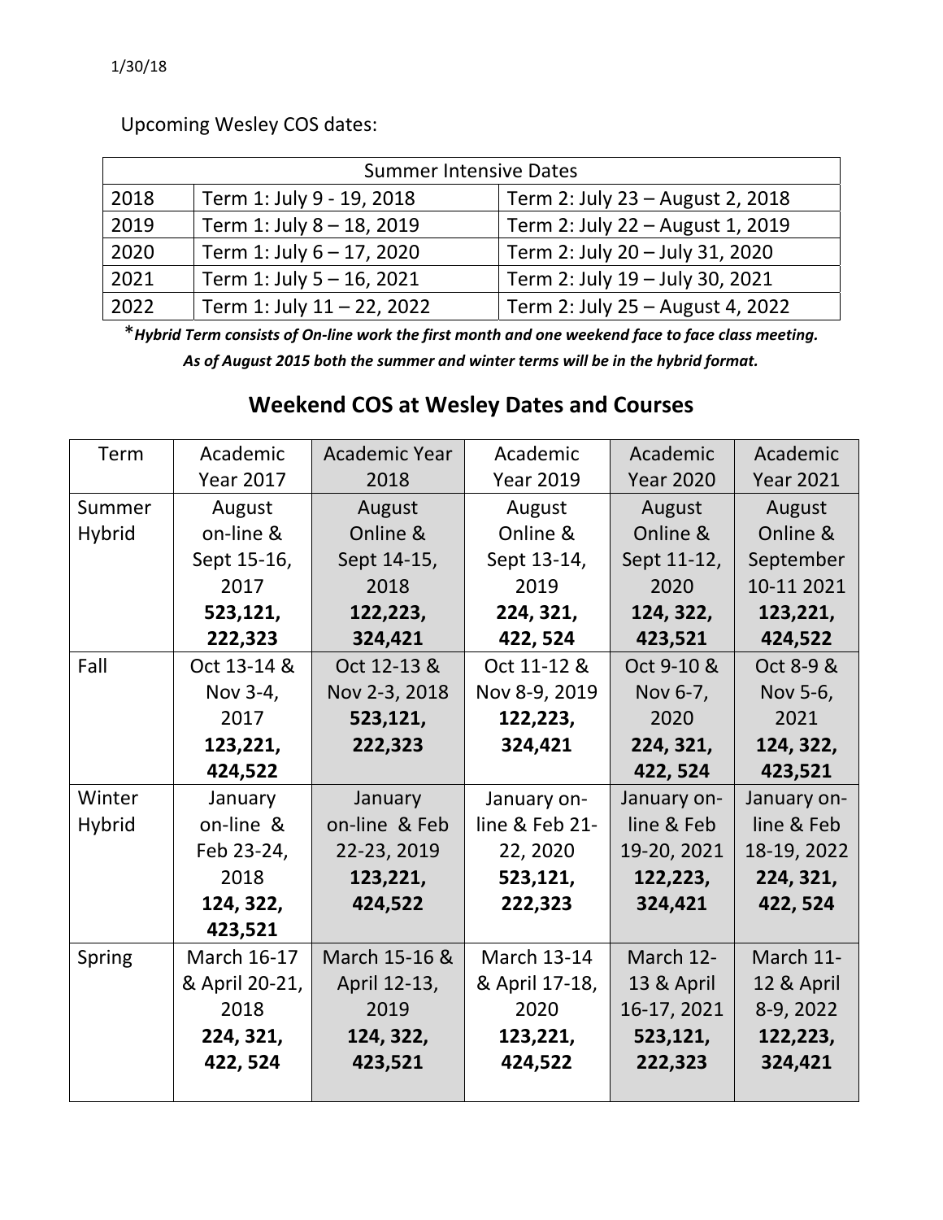1/30/18

Upcoming Wesley COS dates:

| Summer Intensive Dates | | |
|---|---|---|
| 2018 | Term 1: July 9 - 19, 2018 | Term 2: July 23 – August 2, 2018 |
| 2019 | Term 1: July 8 – 18, 2019 | Term 2: July 22 – August 1, 2019 |
| 2020 | Term 1: July 6 – 17, 2020 | Term 2: July 20 – July 31, 2020 |
| 2021 | Term 1: July 5 – 16, 2021 | Term 2: July 19 – July 30, 2021 |
| 2022 | Term 1: July 11 – 22, 2022 | Term 2: July 25 – August 4, 2022 |

**\*Hybrid Term consists of On-line work the first month and one weekend face to face class meeting.**

***As of August 2015 both the summer and winter terms will be in the hybrid format.***

## Weekend COS at Wesley Dates and Courses

| Term | Academic Year 2017 | Academic Year 2018 | Academic Year 2019 | Academic Year 2020 | Academic Year 2021 |
|---|---|---|---|---|---|
| Summer Hybrid | August on-line & Sept 15-16, 2017 **523,121, 222,323** | August Online & Sept 14-15, 2018 **122,223, 324,421** | August Online & Sept 13-14, 2019 **224, 321, 422, 524** | August Online & Sept 11-12, 2020 **124, 322, 423,521** | August Online & September 10-11 2021 **123,221, 424,522** |
| Fall | Oct 13-14 & Nov 3-4, 2017 **123,221, 424,522** | Oct 12-13 & Nov 2-3, 2018 **523,121, 222,323** | Oct 11-12 & Nov 8-9, 2019 **122,223, 324,421** | Oct 9-10 & Nov 6-7, 2020 **224, 321, 422, 524** | Oct 8-9 & Nov 5-6, 2021 **124, 322, 423,521** |
| Winter Hybrid | January on-line & Feb 23-24, 2018 **124, 322, 423,521** | January on-line & Feb 22-23, 2019 **123,221, 424,522** | January on-line & Feb 21-22, 2020 **523,121, 222,323** | January on-line & Feb 19-20, 2021 **122,223, 324,421** | January on-line & Feb 18-19, 2022 **224, 321, 422, 524** |
| Spring | March 16-17 & April 20-21, 2018 **224, 321, 422, 524** | March 15-16 & April 12-13, 2019 **124, 322, 423,521** | March 13-14 & April 17-18, 2020 **123,221, 424,522** | March 12-13 & April 16-17, 2021 **523,121, 222,323** | March 11-12 & April 8-9, 2022 **122,223, 324,421** |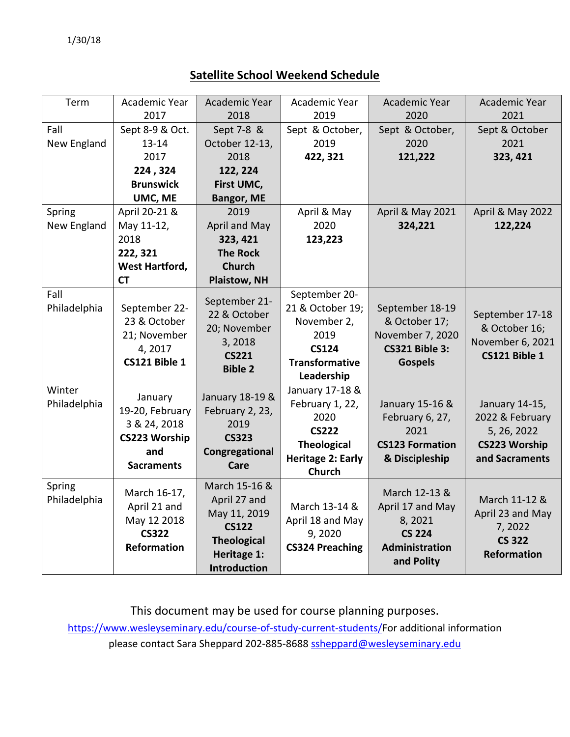1/30/18

## Satellite School Weekend Schedule

| Term | Academic Year 2017 | Academic Year 2018 | Academic Year 2019 | Academic Year 2020 | Academic Year 2021 |
|---|---|---|---|---|---|
| Fall New England | Sept 8-9 & Oct. 13-14 2017 **224 , 324 Brunswick UMC, ME** | Sept 7-8 & October 12-13, 2018 **122, 224 First UMC, Bangor, ME** | Sept & October, 2019 **422, 321** | Sept & October, 2020 **121,222** | Sept & October 2021 **323, 421** |
| Spring New England | April 20-21 & May 11-12, 2018 **222, 321 West Hartford, CT** | 2019 April and May **323, 421 The Rock Church Plaistow, NH** | April & May 2020 **123,223** | April & May 2021 **324,221** | April & May 2022 **122,224** |
| Fall Philadelphia | September 22-23 & October 21; November 4, 2017 **CS121 Bible 1** | September 21-22 & October 20; November 3, 2018 **CS221 Bible 2** | September 20-21 & October 19; November 2, 2019 **CS124 Transformative Leadership** | September 18-19 & October 17; November 7, 2020 **CS321 Bible 3: Gospels** | September 17-18 & October 16; November 6, 2021 **CS121 Bible 1** |
| Winter Philadelphia | January 19-20, February 3 & 24, 2018 **CS223 Worship and Sacraments** | January 18-19 & February 2, 23, 2019 **CS323 Congregational Care** | January 17-18 & February 1, 22, 2020 **CS222 Theological Heritage 2: Early Church** | January 15-16 & February 6, 27, 2021 **CS123 Formation & Discipleship** | January 14-15, 2022 & February 5, 26, 2022 **CS223 Worship and Sacraments** |
| Spring Philadelphia | March 16-17, April 21 and May 12 2018 **CS322 Reformation** | March 15-16 & April 27 and May 11, 2019 **CS122 Theological Heritage 1: Introduction** | March 13-14 & April 18 and May 9, 2020 **CS324 Preaching** | March 12-13 & April 17 and May 8, 2021 **CS 224 Administration and Polity** | March 11-12 & April 23 and May 7, 2022 **CS 322 Reformation** |

This document may be used for course planning purposes.

https://www.wesleyseminary.edu/course-of-study-current-students/For additional information please contact Sara Sheppard 202-885-8688 ssheppard@wesleyseminary.edu